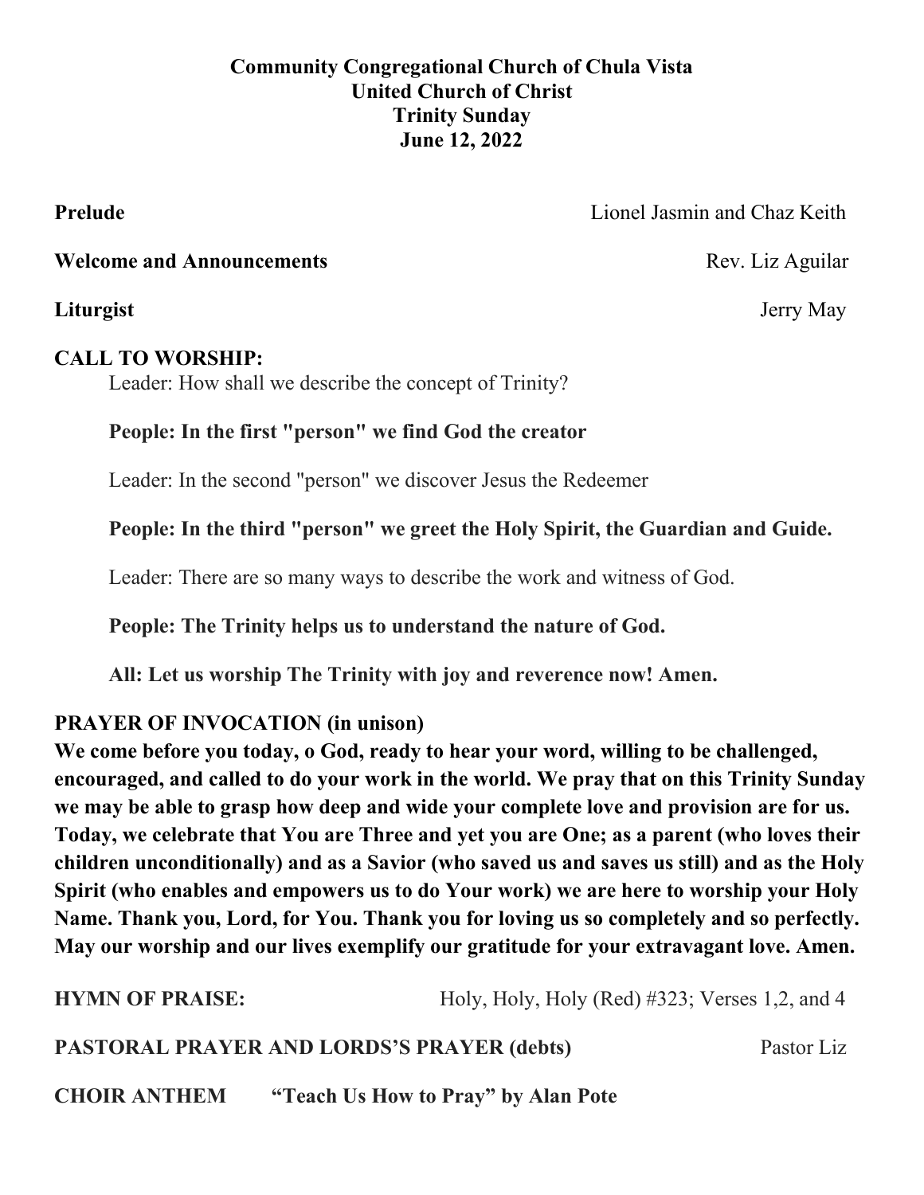**Community Congregational Church of Chula Vista**
**United Church of Christ**
**Trinity Sunday**
**June 12, 2022**

**Prelude** Lionel Jasmin and Chaz Keith

**Welcome and Announcements** Rev. Liz Aguilar

**Liturgist** Jerry May

**CALL TO WORSHIP:**

Leader: How shall we describe the concept of Trinity?

**People: In the first "person" we find God the creator**

Leader: In the second "person" we discover Jesus the Redeemer

**People: In the third "person" we greet the Holy Spirit, the Guardian and Guide.**

Leader: There are so many ways to describe the work and witness of God.

**People: The Trinity helps us to understand the nature of God.**

**All: Let us worship The Trinity with joy and reverence now! Amen.**

**PRAYER OF INVOCATION (in unison)**

**We come before you today, o God, ready to hear your word, willing to be challenged, encouraged, and called to do your work in the world. We pray that on this Trinity Sunday we may be able to grasp how deep and wide your complete love and provision are for us. Today, we celebrate that You are Three and yet you are One; as a parent (who loves their children unconditionally) and as a Savior (who saved us and saves us still) and as the Holy Spirit (who enables and empowers us to do Your work) we are here to worship your Holy Name. Thank you, Lord, for You. Thank you for loving us so completely and so perfectly. May our worship and our lives exemplify our gratitude for your extravagant love. Amen.**

**HYMN OF PRAISE:** Holy, Holy, Holy (Red) #323; Verses 1,2, and 4

**PASTORAL PRAYER AND LORDS'S PRAYER (debts)** Pastor Liz

**CHOIR ANTHEM "Teach Us How to Pray" by Alan Pote**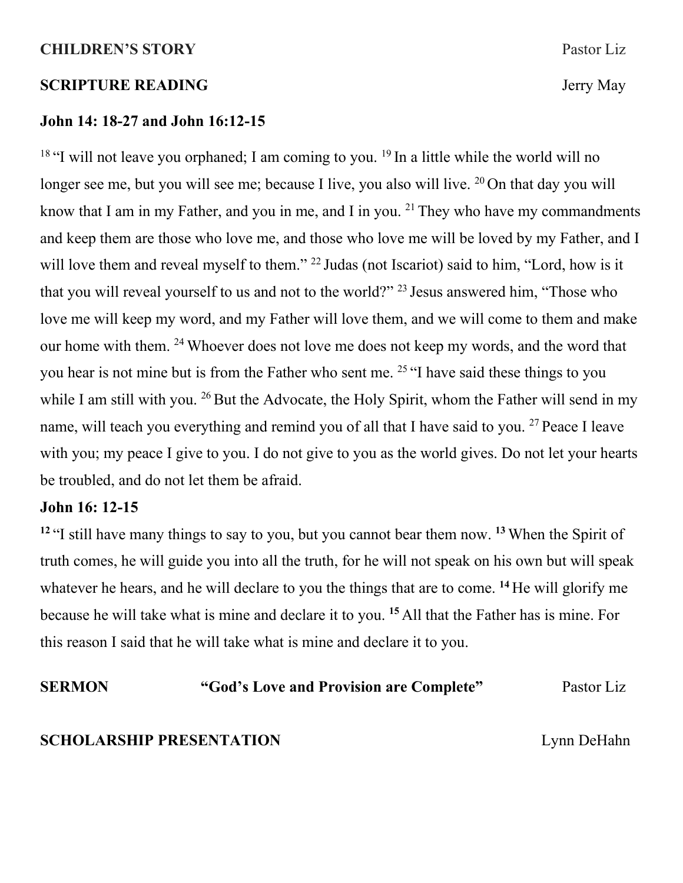**CHILDREN'S STORY** Pastor Liz

**SCRIPTURE READING** Jerry May

**John 14: 18-27 and John 16:12-15**

[18] "I will not leave you orphaned; I am coming to you. [19] In a little while the world will no longer see me, but you will see me; because I live, you also will live. [20] On that day you will know that I am in my Father, and you in me, and I in you. [21] They who have my commandments and keep them are those who love me, and those who love me will be loved by my Father, and I will love them and reveal myself to them." [22] Judas (not Iscariot) said to him, "Lord, how is it that you will reveal yourself to us and not to the world?" [23] Jesus answered him, "Those who love me will keep my word, and my Father will love them, and we will come to them and make our home with them. [24] Whoever does not love me does not keep my words, and the word that you hear is not mine but is from the Father who sent me. [25] "I have said these things to you while I am still with you. [26] But the Advocate, the Holy Spirit, whom the Father will send in my name, will teach you everything and remind you of all that I have said to you. [27] Peace I leave with you; my peace I give to you. I do not give to you as the world gives. Do not let your hearts be troubled, and do not let them be afraid.

**John 16: 12-15**

**[12]** "I still have many things to say to you, but you cannot bear them now. **[13]** When the Spirit of truth comes, he will guide you into all the truth, for he will not speak on his own but will speak whatever he hears, and he will declare to you the things that are to come. **[14]** He will glorify me because he will take what is mine and declare it to you. **[15]** All that the Father has is mine. For this reason I said that he will take what is mine and declare it to you.

**SERMON** **"God's Love and Provision are Complete"** Pastor Liz

**SCHOLARSHIP PRESENTATION** Lynn DeHahn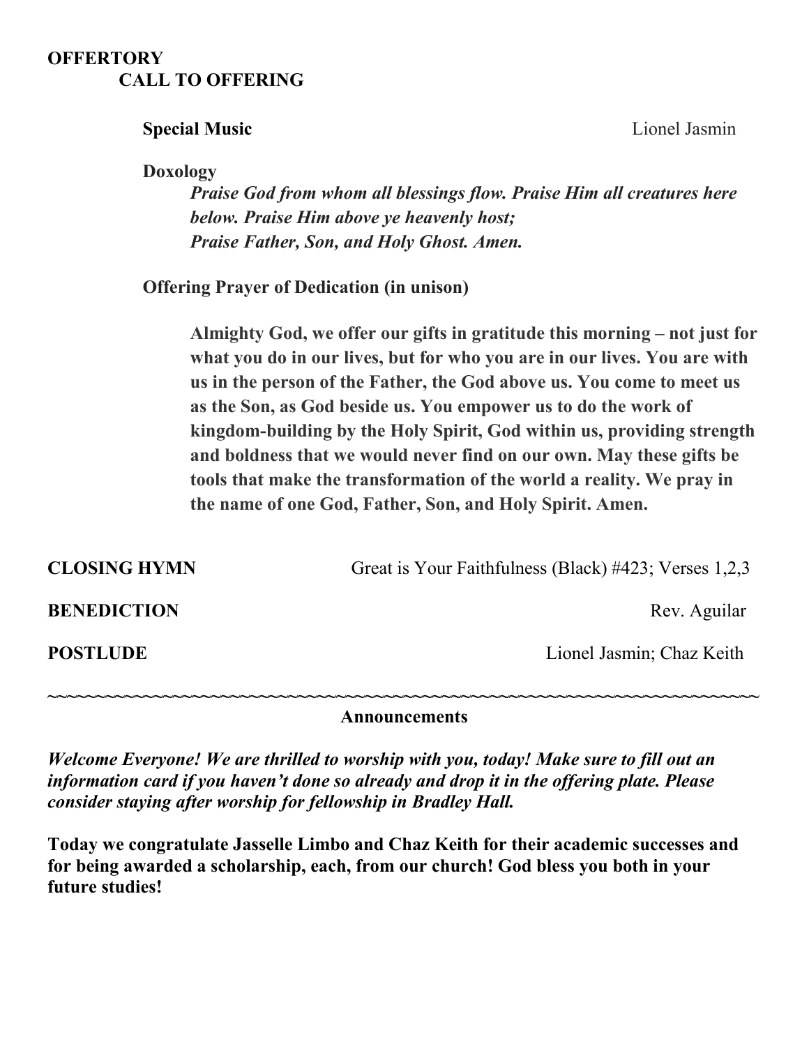**OFFERTORY**

**CALL TO OFFERING**

**Special Music** Lionel Jasmin

**Doxology**

***Praise God from whom all blessings flow. Praise Him all creatures here below. Praise Him above ye heavenly host;***
***Praise Father, Son, and Holy Ghost. Amen.***

**Offering Prayer of Dedication (in unison)**

**Almighty God, we offer our gifts in gratitude this morning – not just for what you do in our lives, but for who you are in our lives. You are with us in the person of the Father, the God above us. You come to meet us as the Son, as God beside us. You empower us to do the work of kingdom-building by the Holy Spirit, God within us, providing strength and boldness that we would never find on our own. May these gifts be tools that make the transformation of the world a reality. We pray in the name of one God, Father, Son, and Holy Spirit. Amen.**

**CLOSING HYMN** Great is Your Faithfulness (Black) #423; Verses 1,2,3

**BENEDICTION** Rev. Aguilar

**POSTLUDE** Lionel Jasmin; Chaz Keith

~~~~~~~~~~~~~~~~~~~~~~~~~~~~~~~~~~~~~~~~~~~~~~~~~~~~~~~~~~~~~~~~~~~~~~~~~~~~

**Announcements**

***Welcome Everyone! We are thrilled to worship with you, today! Make sure to fill out an information card if you haven't done so already and drop it in the offering plate. Please consider staying after worship for fellowship in Bradley Hall.***

**Today we congratulate Jasselle Limbo and Chaz Keith for their academic successes and for being awarded a scholarship, each, from our church! God bless you both in your future studies!**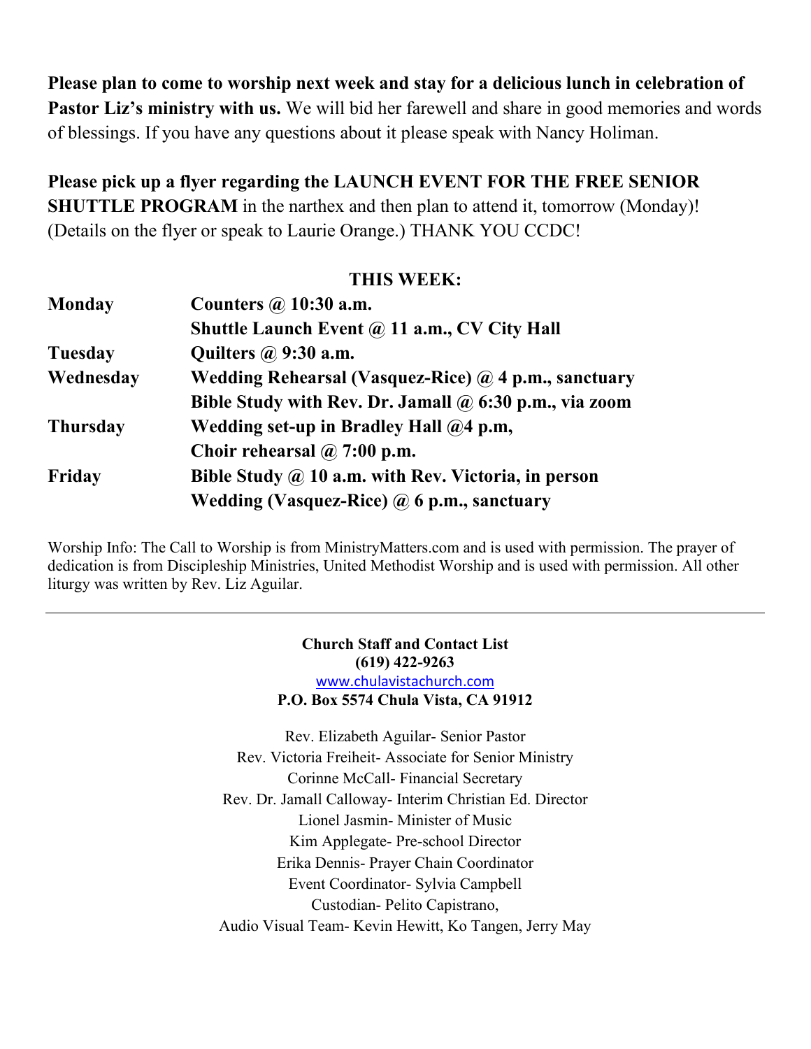**Please plan to come to worship next week and stay for a delicious lunch in celebration of Pastor Liz's ministry with us.** We will bid her farewell and share in good memories and words of blessings. If you have any questions about it please speak with Nancy Holiman.

**Please pick up a flyer regarding the LAUNCH EVENT FOR THE FREE SENIOR SHUTTLE PROGRAM** in the narthex and then plan to attend it, tomorrow (Monday)! (Details on the flyer or speak to Laurie Orange.) THANK YOU CCDC!

**THIS WEEK:**

| | |
|---|---|
| **Monday** | **Counters @ 10:30 a.m.** |
| | **Shuttle Launch Event @ 11 a.m., CV City Hall** |
| **Tuesday** | **Quilters @ 9:30 a.m.** |
| **Wednesday** | **Wedding Rehearsal (Vasquez-Rice) @ 4 p.m., sanctuary** |
| | **Bible Study with Rev. Dr. Jamall @ 6:30 p.m., via zoom** |
| **Thursday** | **Wedding set-up in Bradley Hall @4 p.m,** |
| | **Choir rehearsal @ 7:00 p.m.** |
| **Friday** | **Bible Study @ 10 a.m. with Rev. Victoria, in person** |
| | **Wedding (Vasquez-Rice) @ 6 p.m., sanctuary** |

Worship Info: The Call to Worship is from MinistryMatters.com and is used with permission. The prayer of dedication is from Discipleship Ministries, United Methodist Worship and is used with permission. All other liturgy was written by Rev. Liz Aguilar.

---

**Church Staff and Contact List**
**(619) 422-9263**
www.chulavistachurch.com
**P.O. Box 5574 Chula Vista, CA 91912**

Rev. Elizabeth Aguilar- Senior Pastor
Rev. Victoria Freiheit- Associate for Senior Ministry
Corinne McCall- Financial Secretary
Rev. Dr. Jamall Calloway- Interim Christian Ed. Director
Lionel Jasmin- Minister of Music
Kim Applegate- Pre-school Director
Erika Dennis- Prayer Chain Coordinator
Event Coordinator- Sylvia Campbell
Custodian- Pelito Capistrano,
Audio Visual Team- Kevin Hewitt, Ko Tangen, Jerry May